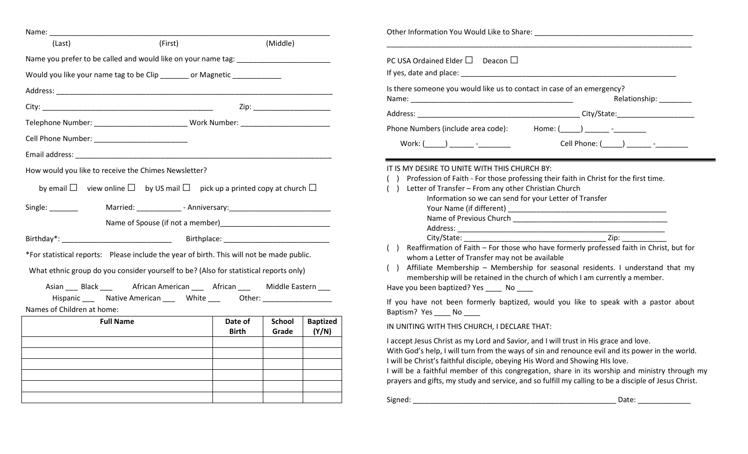Name: ______________________________________________________________________

(Last) (First) (Middle)

Name you prefer to be called and would like on your name tag: _______________________

Would you like your name tag to be Clip _______ or Magnetic ____________

Address: ______________________________________________________________________

City: __________________________________________ Zip: ___________________

Telephone Number: ______________________ Work Number: ______________________

Cell Phone Number: _______________________

Email address: __________________________________________________________________

How would you like to receive the Chimes Newsletter?

by email ☐ view online ☐ by US mail ☐ pick up a printed copy at church ☐

Single: _______ Married: ___________ - Anniversary:_________________________

Name of Spouse (if not a member)__________________________

Birthday*: ___________________________ Birthplace: _________________________

*For statistical reports: Please include the year of birth. This will not be made public.

What ethnic group do you consider yourself to be? (Also for statistical reports only)

Asian ___ Black ___ African American ___ African ___ Middle Eastern ___

Hispanic ___ Native American ___ White ___ Other: _________________

Names of Children at home:

| Full Name | Date of Birth | School Grade | Baptized (Y/N) |
|---|---|---|---|
| | | | |
| | | | |
| | | | |
| | | | |
| | | | |
| | | | |

Other Information You Would Like to Share: ______________________________________

___________________________________________________________________________

PC USA Ordained Elder ☐ Deacon ☐

If yes, date and place: _______________________________________________________

Is there someone you would like us to contact in case of an emergency?

Name: ________________________________________ Relationship: ________

Address: ________________________________________ City/State:___________________

Phone Numbers (include area code): Home: (_____) ______ -________

Work: (_____) ______ -________ Cell Phone: (_____) ______ -________

---

IT IS MY DESIRE TO UNITE WITH THIS CHURCH BY:

( ) Profession of Faith - For those professing their faith in Christ for the first time.

( ) Letter of Transfer – From any other Christian Church

Information so we can send for your Letter of Transfer

Your Name (if different) ______________________________________

Name of Previous Church ______________________________________

Address: ____________________________________________________

City/State: ___________________________________ Zip: ___________

( ) Reaffirmation of Faith – For those who have formerly professed faith in Christ, but for whom a Letter of Transfer may not be available

( ) Affiliate Membership – Membership for seasonal residents. I understand that my membership will be retained in the church of which I am currently a member.

Have you been baptized? Yes ____ No ____

If you have not been formerly baptized, would you like to speak with a pastor about Baptism? Yes ____ No ____

IN UNITING WITH THIS CHURCH, I DECLARE THAT:

I accept Jesus Christ as my Lord and Savior, and I will trust in His grace and love.
With God's help, I will turn from the ways of sin and renounce evil and its power in the world.
I will be Christ's faithful disciple, obeying His Word and Showing HIs love.
I will be a faithful member of this congregation, share in its worship and ministry through my prayers and gifts, my study and service, and so fulfill my calling to be a disciple of Jesus Christ.

Signed: ____________________________________________________ Date: _____________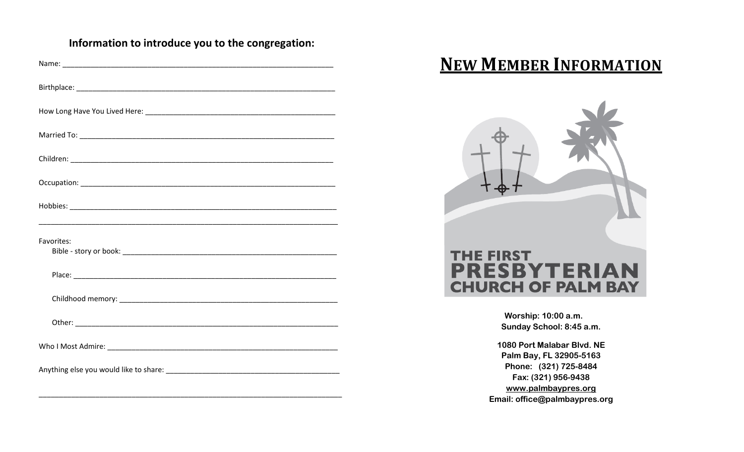## Information to introduce you to the congregation:

Name: ___________________________________________________________________

Birthplace: _______________________________________________________________

How Long Have You Lived Here: ____________________________________________

Married To: _______________________________________________________________

Children: _________________________________________________________________

Occupation: _______________________________________________________________

Hobbies: __________________________________________________________________

_________________________________________________________________________

Favorites:

Bible - story or book: ______________________________________________________

Place: ____________________________________________________________________

Childhood memory: _________________________________________________________

Other: ____________________________________________________________________

Who I Most Admire: _________________________________________________________

Anything else you would like to share: ________________________________________

_________________________________________________________________________

# NEW MEMBER INFORMATION

THE FIRST PRESBYTERIAN CHURCH OF PALM BAY

**Worship: 10:00 a.m.**
**Sunday School: 8:45 a.m.**

**1080 Port Malabar Blvd. NE**
**Palm Bay, FL 32905-5163**
**Phone: (321) 725-8484**
**Fax: (321) 956-9438**
**www.palmbaypres.org**
**Email: office@palmbaypres.org**